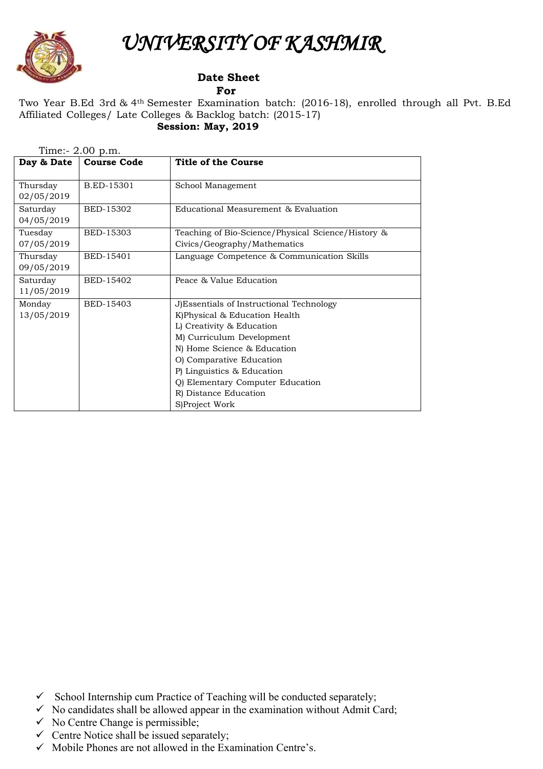# *UNIVERSITY OF KASHMIR*

**Date Sheet**
**For**

Two Year B.Ed 3rd & 4th Semester Examination batch: (2016-18), enrolled through all Pvt. B.Ed Affiliated Colleges/ Late Colleges & Backlog batch: (2015-17)

**Session: May, 2019**

Time:- 2.00 p.m.

| Day & Date | Course Code | Title of the Course |
|---|---|---|
| Thursday 02/05/2019 | B.ED-15301 | School Management |
| Saturday 04/05/2019 | BED-15302 | Educational Measurement & Evaluation |
| Tuesday 07/05/2019 | BED-15303 | Teaching of Bio-Science/Physical Science/History & Civics/Geography/Mathematics |
| Thursday 09/05/2019 | BED-15401 | Language Competence & Communication Skills |
| Saturday 11/05/2019 | BED-15402 | Peace & Value Education |
| Monday 13/05/2019 | BED-15403 | J)Essentials of Instructional Technology<br>K)Physical & Education Health<br>L) Creativity & Education<br>M) Curriculum Development<br>N) Home Science & Education<br>O) Comparative Education<br>P) Linguistics & Education<br>Q) Elementary Computer Education<br>R) Distance Education<br>S)Project Work |

- ✓ School Internship cum Practice of Teaching will be conducted separately;
- ✓ No candidates shall be allowed appear in the examination without Admit Card;
- ✓ No Centre Change is permissible;
- ✓ Centre Notice shall be issued separately;
- ✓ Mobile Phones are not allowed in the Examination Centre's.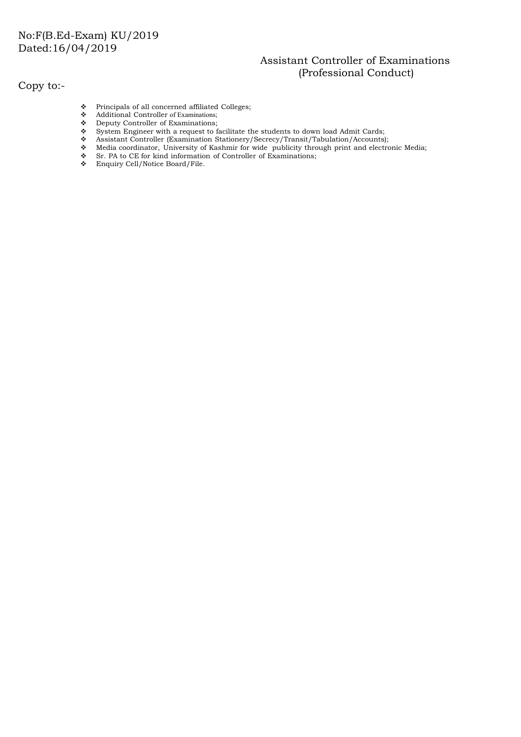No:F(B.Ed-Exam) KU/2019
Dated:16/04/2019

Assistant Controller of Examinations
(Professional Conduct)

Copy to:-

- Principals of all concerned affiliated Colleges;
- Additional Controller of Examinations;
- Deputy Controller of Examinations;
- System Engineer with a request to facilitate the students to down load Admit Cards;
- Assistant Controller (Examination Stationery/Secrecy/Transit/Tabulation/Accounts);
- Media coordinator, University of Kashmir for wide publicity through print and electronic Media;
- Sr. PA to CE for kind information of Controller of Examinations;
- Enquiry Cell/Notice Board/File.